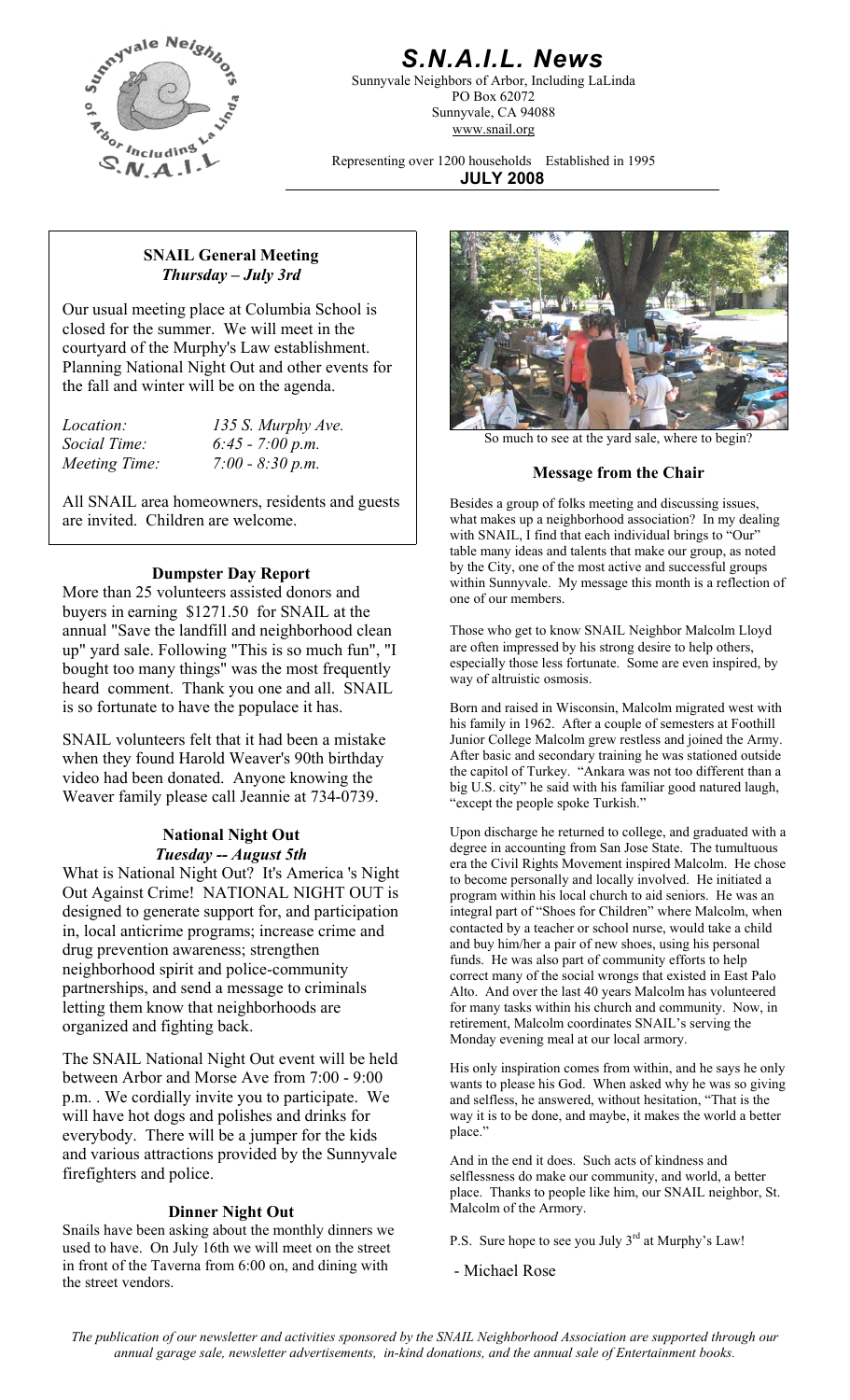# S.N.A.I.L. News

Sunnyvale Neighbors of Arbor, Including LaLinda
PO Box 62072
Sunnyvale, CA 94088
www.snail.org

Representing over 1200 households    Established in 1995

**JULY 2008**

## SNAIL General Meeting
***Thursday – July 3rd***

Our usual meeting place at Columbia School is closed for the summer. We will meet in the courtyard of the Murphy's Law establishment. Planning National Night Out and other events for the fall and winter will be on the agenda.

*Location:* 135 S. Murphy Ave.
*Social Time:* 6:45 - 7:00 p.m.
*Meeting Time:* 7:00 - 8:30 p.m.

All SNAIL area homeowners, residents and guests are invited. Children are welcome.

## Dumpster Day Report

More than 25 volunteers assisted donors and buyers in earning $1271.50 for SNAIL at the annual "Save the landfill and neighborhood clean up" yard sale. Following "This is so much fun", "I bought too many things" was the most frequently heard comment. Thank you one and all. SNAIL is so fortunate to have the populace it has.

SNAIL volunteers felt that it had been a mistake when they found Harold Weaver's 90th birthday video had been donated. Anyone knowing the Weaver family please call Jeannie at 734-0739.

## National Night Out
***Tuesday -- August 5th***

What is National Night Out? It's America 's Night Out Against Crime! NATIONAL NIGHT OUT is designed to generate support for, and participation in, local anticrime programs; increase crime and drug prevention awareness; strengthen neighborhood spirit and police-community partnerships, and send a message to criminals letting them know that neighborhoods are organized and fighting back.

The SNAIL National Night Out event will be held between Arbor and Morse Ave from 7:00 - 9:00 p.m. . We cordially invite you to participate. We will have hot dogs and polishes and drinks for everybody. There will be a jumper for the kids and various attractions provided by the Sunnyvale firefighters and police.

## Dinner Night Out

Snails have been asking about the monthly dinners we used to have. On July 16th we will meet on the street in front of the Taverna from 6:00 on, and dining with the street vendors.

So much to see at the yard sale, where to begin?

## Message from the Chair

Besides a group of folks meeting and discussing issues, what makes up a neighborhood association? In my dealing with SNAIL, I find that each individual brings to "Our" table many ideas and talents that make our group, as noted by the City, one of the most active and successful groups within Sunnyvale. My message this month is a reflection of one of our members.

Those who get to know SNAIL Neighbor Malcolm Lloyd are often impressed by his strong desire to help others, especially those less fortunate. Some are even inspired, by way of altruistic osmosis.

Born and raised in Wisconsin, Malcolm migrated west with his family in 1962. After a couple of semesters at Foothill Junior College Malcolm grew restless and joined the Army. After basic and secondary training he was stationed outside the capitol of Turkey. "Ankara was not too different than a big U.S. city" he said with his familiar good natured laugh, "except the people spoke Turkish."

Upon discharge he returned to college, and graduated with a degree in accounting from San Jose State. The tumultuous era the Civil Rights Movement inspired Malcolm. He chose to become personally and locally involved. He initiated a program within his local church to aid seniors. He was an integral part of "Shoes for Children" where Malcolm, when contacted by a teacher or school nurse, would take a child and buy him/her a pair of new shoes, using his personal funds. He was also part of community efforts to help correct many of the social wrongs that existed in East Palo Alto. And over the last 40 years Malcolm has volunteered for many tasks within his church and community. Now, in retirement, Malcolm coordinates SNAIL's serving the Monday evening meal at our local armory.

His only inspiration comes from within, and he says he only wants to please his God. When asked why he was so giving and selfless, he answered, without hesitation, "That is the way it is to be done, and maybe, it makes the world a better place."

And in the end it does. Such acts of kindness and selflessness do make our community, and world, a better place. Thanks to people like him, our SNAIL neighbor, St. Malcolm of the Armory.

P.S. Sure hope to see you July 3rd at Murphy's Law!

- Michael Rose

*The publication of our newsletter and activities sponsored by the SNAIL Neighborhood Association are supported through our annual garage sale, newsletter advertisements, in-kind donations, and the annual sale of Entertainment books.*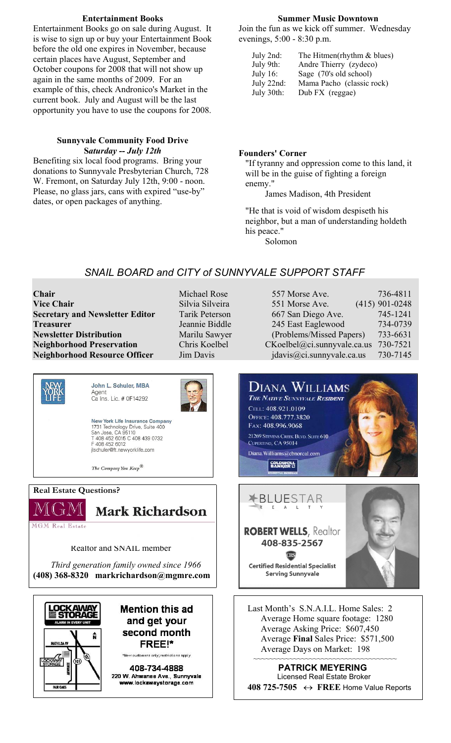### Entertainment Books

Entertainment Books go on sale during August. It is wise to sign up or buy your Entertainment Book before the old one expires in November, because certain places have August, September and October coupons for 2008 that will not show up again in the same months of 2009. For an example of this, check Andronico's Market in the current book. July and August will be the last opportunity you have to use the coupons for 2008.

### Sunnyvale Community Food Drive

***Saturday -- July 12th***

Benefiting six local food programs. Bring your donations to Sunnyvale Presbyterian Church, 728 W. Fremont, on Saturday July 12th, 9:00 - noon. Please, no glass jars, cans with expired "use-by" dates, or open packages of anything.

### Summer Music Downtown

Join the fun as we kick off summer. Wednesday evenings, 5:00 - 8:30 p.m.

| | |
|---|---|
| July 2nd: | The Hitmen(rhythm & blues) |
| July 9th: | Andre Thierry (zydeco) |
| July 16: | Sage (70's old school) |
| July 22nd: | Mama Pacho (classic rock) |
| July 30th: | Dub FX (reggae) |

### Founders' Corner

"If tyranny and oppression come to this land, it will be in the guise of fighting a foreign enemy."

James Madison, 4th President

"He that is void of wisdom despiseth his neighbor, but a man of understanding holdeth his peace."

Solomon

## *SNAIL BOARD and CITY of SUNNYVALE SUPPORT STAFF*

| | | | |
|---|---|---|---|
| **Chair** | Michael Rose | 557 Morse Ave. | 736-4811 |
| **Vice Chair** | Silvia Silveira | 551 Morse Ave. | (415) 901-0248 |
| **Secretary and Newsletter Editor** | Tarik Peterson | 667 San Diego Ave. | 745-1241 |
| **Treasurer** | Jeannie Biddle | 245 East Eaglewood | 734-0739 |
| **Newsletter Distribution** | Marilu Sawyer | (Problems/Missed Papers) | 733-6631 |
| **Neighborhood Preservation** | Chris Koelbel | CKoelbel@ci.sunnyvale.ca.us | 730-7521 |
| **Neighborhood Resource Officer** | Jim Davis | jdavis@ci.sunnyvale.ca.us | 730-7145 |

NEW YORK LIFE

John L. Schuler, MBA
Agent
Ca Ins. Lic. # 0F14292

New York Life Insurance Company
1731 Technology Drive, Suite 400
San Jose, CA 95110
T 408 452 6015 C 408 439 0732
F 408 452 6012
jlschuler@ft.newyorklife.com

*The Company You Keep®*

**DIANA WILLIAMS**
*The Native Sunnyvale Resident*
Cell: 408.921.0109
Office: 408.777.3820
Fax: 408.996.9068
21269 Stevens Creek Blvd. Suite 610
Cupertino, CA 95014
Diana.Williams@cbnorcal.com
COLDWELL BANKER

**Real Estate Questions?**

MGM **Mark Richardson**
MGM Real Estate

Realtor and SNAIL member

*Third generation family owned since 1966*
**(408) 368-8320 markrichardson@mgmre.com**

BLUESTAR REALTY
**ROBERT WELLS**, Realtor
**408-835-2567**
CRS
**Certified Residential Specialist**
**Serving Sunnyvale**

LOCKAWAY STORAGE
ALARM IN EVERY UNIT

**Mention this ad and get your second month FREE!***

*New customers only; restrictions apply

**408-734-4888**
**220 W. Ahwanee Ave., Sunnyvale**
**www.lockawaystorage.com**

Last Month's S.N.A.I.L. Home Sales: 2
Average Home square footage: 1280
Average Asking Price: $607,450
Average **Final** Sales Price: $571,500
Average Days on Market: 198

**PATRICK MEYERING**
Licensed Real Estate Broker
**408 725-7505 ↔ FREE** Home Value Reports